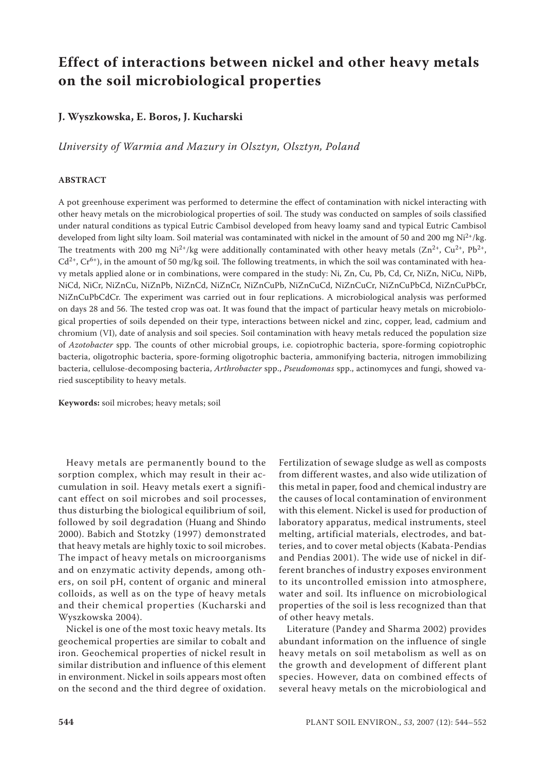# Effect of interactions between nickel and other heavy metals on the soil microbiological properties

**J. Wyszkowska, E. Boros, J. Kucharski**

*University of Warmia and Mazury in Olsztyn, Olsztyn, Poland*

## ABSTRACT

A pot greenhouse experiment was performed to determine the effect of contamination with nickel interacting with other heavy metals on the microbiological properties of soil. The study was conducted on samples of soils classified under natural conditions as typical Eutric Cambisol developed from heavy loamy sand and typical Eutric Cambisol developed from light silty loam. Soil material was contaminated with nickel in the amount of 50 and 200 mg $Ni^{2+}$/kg. The treatments with 200 mg $Ni^{2+}$/kg were additionally contaminated with other heavy metals ($Zn^{2+}$, $Cu^{2+}$, $Pb^{2+}$, $Cd^{2+}$, $Cr^{6+}$), in the amount of 50 mg/kg soil. The following treatments, in which the soil was contaminated with heavy metals applied alone or in combinations, were compared in the study: Ni, Zn, Cu, Pb, Cd, Cr, NiZn, NiCu, NiPb, NiCd, NiCr, NiZnCu, NiZnPb, NiZnCd, NiZnCr, NiZnCuPb, NiZnCuCd, NiZnCuCr, NiZnCuPbCd, NiZnCuPbCr, NiZnCuPbCdCr. The experiment was carried out in four replications. A microbiological analysis was performed on days 28 and 56. The tested crop was oat. It was found that the impact of particular heavy metals on microbiological properties of soils depended on their type, interactions between nickel and zinc, copper, lead, cadmium and chromium (VI), date of analysis and soil species. Soil contamination with heavy metals reduced the population size of *Azotobacter* spp. The counts of other microbial groups, i.e. copiotrophic bacteria, spore-forming copiotrophic bacteria, oligotrophic bacteria, spore-forming oligotrophic bacteria, ammonifying bacteria, nitrogen immobilizing bacteria, cellulose-decomposing bacteria, *Arthrobacter* spp., *Pseudomonas* spp., actinomyces and fungi, showed varied susceptibility to heavy metals.

**Keywords:** soil microbes; heavy metals; soil

Heavy metals are permanently bound to the sorption complex, which may result in their accumulation in soil. Heavy metals exert a significant effect on soil microbes and soil processes, thus disturbing the biological equilibrium of soil, followed by soil degradation (Huang and Shindo 2000). Babich and Stotzky (1997) demonstrated that heavy metals are highly toxic to soil microbes. The impact of heavy metals on microorganisms and on enzymatic activity depends, among others, on soil pH, content of organic and mineral colloids, as well as on the type of heavy metals and their chemical properties (Kucharski and Wyszkowska 2004).

Nickel is one of the most toxic heavy metals. Its geochemical properties are similar to cobalt and iron. Geochemical properties of nickel result in similar distribution and influence of this element in environment. Nickel in soils appears most often on the second and the third degree of oxidation. Fertilization of sewage sludge as well as composts from different wastes, and also wide utilization of this metal in paper, food and chemical industry are the causes of local contamination of environment with this element. Nickel is used for production of laboratory apparatus, medical instruments, steel melting, artificial materials, electrodes, and batteries, and to cover metal objects (Kabata-Pendias and Pendias 2001). The wide use of nickel in different branches of industry exposes environment to its uncontrolled emission into atmosphere, water and soil. Its influence on microbiological properties of the soil is less recognized than that of other heavy metals.

Literature (Pandey and Sharma 2002) provides abundant information on the influence of single heavy metals on soil metabolism as well as on the growth and development of different plant species. However, data on combined effects of several heavy metals on the microbiological and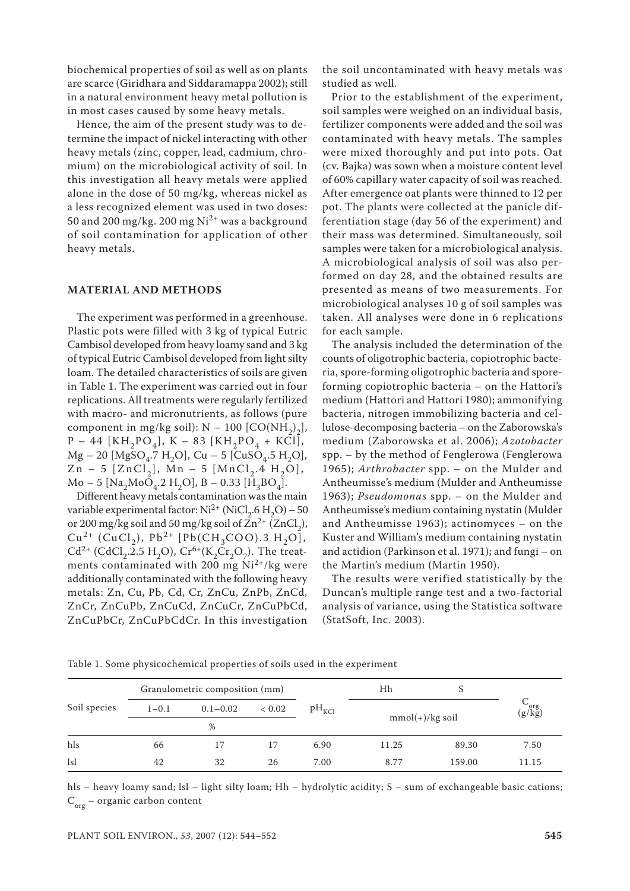biochemical properties of soil as well as on plants are scarce (Giridhara and Siddaramappa 2002); still in a natural environment heavy metal pollution is in most cases caused by some heavy metals.

Hence, the aim of the present study was to determine the impact of nickel interacting with other heavy metals (zinc, copper, lead, cadmium, chromium) on the microbiological activity of soil. In this investigation all heavy metals were applied alone in the dose of 50 mg/kg, whereas nickel as a less recognized element was used in two doses: 50 and 200 mg/kg. 200 mg $Ni^{2+}$ was a background of soil contamination for application of other heavy metals.

## MATERIAL AND METHODS

The experiment was performed in a greenhouse. Plastic pots were filled with 3 kg of typical Eutric Cambisol developed from heavy loamy sand and 3 kg of typical Eutric Cambisol developed from light silty loam. The detailed characteristics of soils are given in Table 1. The experiment was carried out in four replications. All treatments were regularly fertilized with macro- and micronutrients, as follows (pure component in mg/kg soil): N – 100 [$CO(NH_2)_2$], P – 44 [$KH_2PO_4$], K – 83 [$KH_2PO_4$ + KCl], Mg – 20 [$MgSO_4.7\ H_2O$], Cu – 5 [$CuSO_4.5\ H_2O$], Zn – 5 [$ZnCl_2$], Mn – 5 [$MnCl_2.4\ H_2O$], Mo – 5 [$Na_2MoO_4.2\ H_2O$], B – 0.33 [$H_3BO_4$].

Different heavy metals contamination was the main variable experimental factor: $Ni^{2+}$ ($NiCl_2.6\ H_2O$) – 50 or 200 mg/kg soil and 50 mg/kg soil of $Zn^{2+}$ ($ZnCl_2$), $Cu^{2+}$ ($CuCl_2$), $Pb^{2+}$ [$Pb(CH_3COO).3\ H_2O$], $Cd^{2+}$ ($CdCl_2.2.5\ H_2O$), $Cr^{6+}$($K_2Cr_2O_7$). The treatments contaminated with 200 mg $Ni^{2+}$/kg were additionally contaminated with the following heavy metals: Zn, Cu, Pb, Cd, Cr, ZnCu, ZnPb, ZnCd, ZnCr, ZnCuPb, ZnCuCd, ZnCuCr, ZnCuPbCd, ZnCuPbCr, ZnCuPbCdCr. In this investigation the soil uncontaminated with heavy metals was studied as well.

Prior to the establishment of the experiment, soil samples were weighed on an individual basis, fertilizer components were added and the soil was contaminated with heavy metals. The samples were mixed thoroughly and put into pots. Oat (cv. Bajka) was sown when a moisture content level of 60% capillary water capacity of soil was reached. After emergence oat plants were thinned to 12 per pot. The plants were collected at the panicle differentiation stage (day 56 of the experiment) and their mass was determined. Simultaneously, soil samples were taken for a microbiological analysis. A microbiological analysis of soil was also performed on day 28, and the obtained results are presented as means of two measurements. For microbiological analyses 10 g of soil samples was taken. All analyses were done in 6 replications for each sample.

The analysis included the determination of the counts of oligotrophic bacteria, copiotrophic bacteria, spore-forming oligotrophic bacteria and spore-forming copiotrophic bacteria – on the Hattori's medium (Hattori and Hattori 1980); ammonifying bacteria, nitrogen immobilizing bacteria and cellulose-decomposing bacteria – on the Zaborowska's medium (Zaborowska et al. 2006); *Azotobacter* spp. – by the method of Fenglerowa (Fenglerowa 1965); *Arthrobacter* spp. – on the Mulder and Antheumisse's medium (Mulder and Antheumisse 1963); *Pseudomonas* spp. – on the Mulder and Antheumisse's medium containing nystatin (Mulder and Antheumisse 1963); actinomyces – on the Kuster and William's medium containing nystatin and actidion (Parkinson et al. 1971); and fungi – on the Martin's medium (Martin 1950).

The results were verified statistically by the Duncan's multiple range test and a two-factorial analysis of variance, using the Statistica software (StatSoft, Inc. 2003).

Table 1. Some physicochemical properties of soils used in the experiment

| Soil species | Granulometric composition (mm) | | | $pH_{KCl}$ | Hh | S | $C_{org}$ (g/kg) |
|---|---|---|---|---|---|---|---|
| | 1–0.1 | 0.1–0.02 | < 0.02 | | mmol(+)/kg soil | | |
| | % | | | | | | |
| hls | 66 | 17 | 17 | 6.90 | 11.25 | 89.30 | 7.50 |
| lsl | 42 | 32 | 26 | 7.00 | 8.77 | 159.00 | 11.15 |

hls – heavy loamy sand; lsl – light silty loam; Hh – hydrolytic acidity; S – sum of exchangeable basic cations; $C_{org}$ – organic carbon content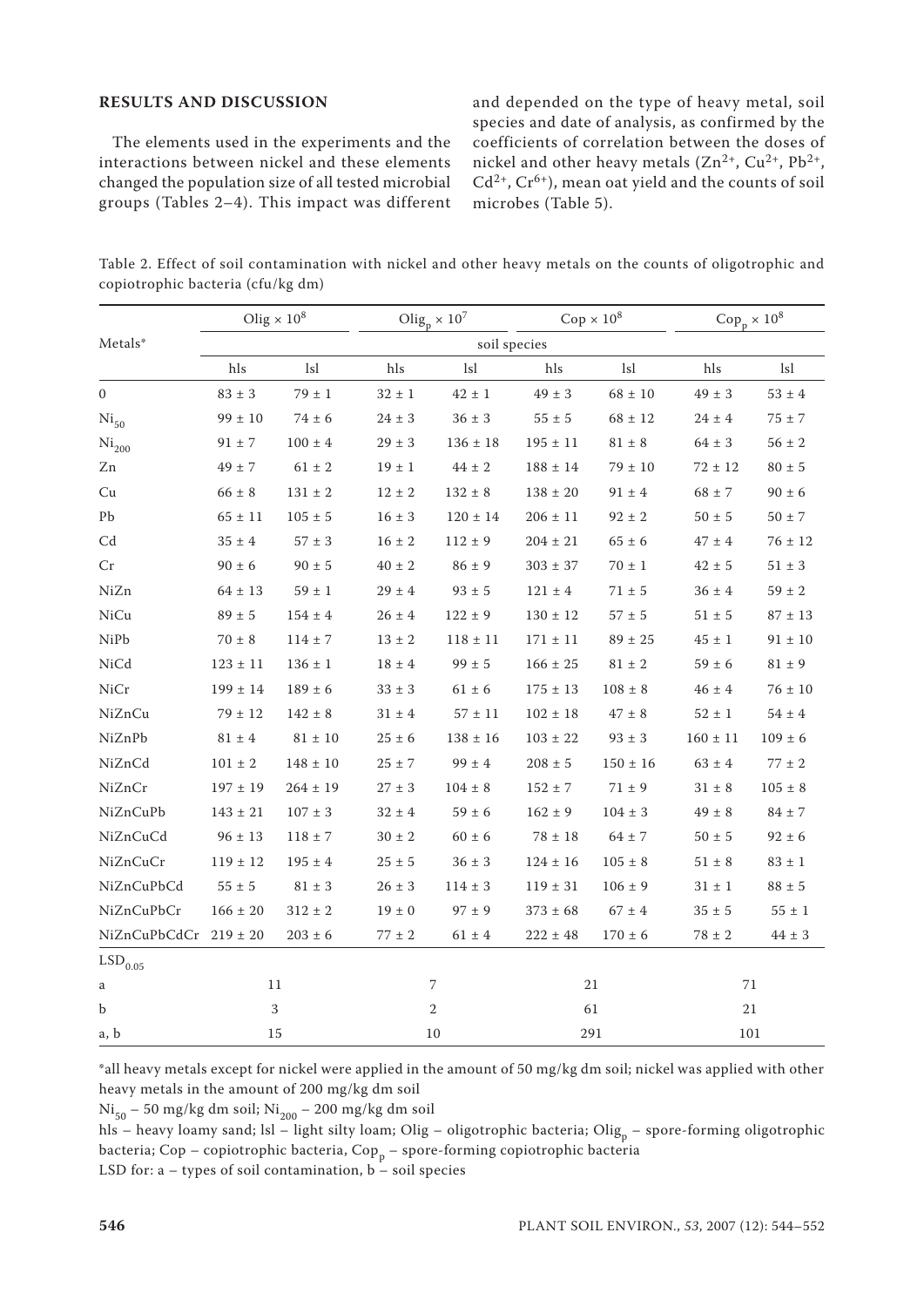## RESULTS AND DISCUSSION

The elements used in the experiments and the interactions between nickel and these elements changed the population size of all tested microbial groups (Tables 2–4). This impact was different and depended on the type of heavy metal, soil species and date of analysis, as confirmed by the coefficients of correlation between the doses of nickel and other heavy metals ($Zn^{2+}$, $Cu^{2+}$, $Pb^{2+}$, $Cd^{2+}$, $Cr^{6+}$), mean oat yield and the counts of soil microbes (Table 5).

Table 2. Effect of soil contamination with nickel and other heavy metals on the counts of oligotrophic and copiotrophic bacteria (cfu/kg dm)

| Metals* | Olig × $10^8$ | | $Olig_p$ × $10^7$ | | Cop × $10^8$ | | $Cop_p$ × $10^8$ | |
|---|---|---|---|---|---|---|---|---|
| | soil species | | | | | | | |
| | hls | lsl | hls | lsl | hls | lsl | hls | lsl |
| 0 | 83 ± 3 | 79 ± 1 | 32 ± 1 | 42 ± 1 | 49 ± 3 | 68 ± 10 | 49 ± 3 | 53 ± 4 |
| $Ni_{50}$ | 99 ± 10 | 74 ± 6 | 24 ± 3 | 36 ± 3 | 55 ± 5 | 68 ± 12 | 24 ± 4 | 75 ± 7 |
| $Ni_{200}$ | 91 ± 7 | 100 ± 4 | 29 ± 3 | 136 ± 18 | 195 ± 11 | 81 ± 8 | 64 ± 3 | 56 ± 2 |
| Zn | 49 ± 7 | 61 ± 2 | 19 ± 1 | 44 ± 2 | 188 ± 14 | 79 ± 10 | 72 ± 12 | 80 ± 5 |
| Cu | 66 ± 8 | 131 ± 2 | 12 ± 2 | 132 ± 8 | 138 ± 20 | 91 ± 4 | 68 ± 7 | 90 ± 6 |
| Pb | 65 ± 11 | 105 ± 5 | 16 ± 3 | 120 ± 14 | 206 ± 11 | 92 ± 2 | 50 ± 5 | 50 ± 7 |
| Cd | 35 ± 4 | 57 ± 3 | 16 ± 2 | 112 ± 9 | 204 ± 21 | 65 ± 6 | 47 ± 4 | 76 ± 12 |
| Cr | 90 ± 6 | 90 ± 5 | 40 ± 2 | 86 ± 9 | 303 ± 37 | 70 ± 1 | 42 ± 5 | 51 ± 3 |
| NiZn | 64 ± 13 | 59 ± 1 | 29 ± 4 | 93 ± 5 | 121 ± 4 | 71 ± 5 | 36 ± 4 | 59 ± 2 |
| NiCu | 89 ± 5 | 154 ± 4 | 26 ± 4 | 122 ± 9 | 130 ± 12 | 57 ± 5 | 51 ± 5 | 87 ± 13 |
| NiPb | 70 ± 8 | 114 ± 7 | 13 ± 2 | 118 ± 11 | 171 ± 11 | 89 ± 25 | 45 ± 1 | 91 ± 10 |
| NiCd | 123 ± 11 | 136 ± 1 | 18 ± 4 | 99 ± 5 | 166 ± 25 | 81 ± 2 | 59 ± 6 | 81 ± 9 |
| NiCr | 199 ± 14 | 189 ± 6 | 33 ± 3 | 61 ± 6 | 175 ± 13 | 108 ± 8 | 46 ± 4 | 76 ± 10 |
| NiZnCu | 79 ± 12 | 142 ± 8 | 31 ± 4 | 57 ± 11 | 102 ± 18 | 47 ± 8 | 52 ± 1 | 54 ± 4 |
| NiZnPb | 81 ± 4 | 81 ± 10 | 25 ± 6 | 138 ± 16 | 103 ± 22 | 93 ± 3 | 160 ± 11 | 109 ± 6 |
| NiZnCd | 101 ± 2 | 148 ± 10 | 25 ± 7 | 99 ± 4 | 208 ± 5 | 150 ± 16 | 63 ± 4 | 77 ± 2 |
| NiZnCr | 197 ± 19 | 264 ± 19 | 27 ± 3 | 104 ± 8 | 152 ± 7 | 71 ± 9 | 31 ± 8 | 105 ± 8 |
| NiZnCuPb | 143 ± 21 | 107 ± 3 | 32 ± 4 | 59 ± 6 | 162 ± 9 | 104 ± 3 | 49 ± 8 | 84 ± 7 |
| NiZnCuCd | 96 ± 13 | 118 ± 7 | 30 ± 2 | 60 ± 6 | 78 ± 18 | 64 ± 7 | 50 ± 5 | 92 ± 6 |
| NiZnCuCr | 119 ± 12 | 195 ± 4 | 25 ± 5 | 36 ± 3 | 124 ± 16 | 105 ± 8 | 51 ± 8 | 83 ± 1 |
| NiZnCuPbCd | 55 ± 5 | 81 ± 3 | 26 ± 3 | 114 ± 3 | 119 ± 31 | 106 ± 9 | 31 ± 1 | 88 ± 5 |
| NiZnCuPbCr | 166 ± 20 | 312 ± 2 | 19 ± 0 | 97 ± 9 | 373 ± 68 | 67 ± 4 | 35 ± 5 | 55 ± 1 |
| NiZnCuPbCdCr | 219 ± 20 | 203 ± 6 | 77 ± 2 | 61 ± 4 | 222 ± 48 | 170 ± 6 | 78 ± 2 | 44 ± 3 |
| $LSD_{0.05}$ | | | | | | | | |
| a | 11 | | 7 | | 21 | | 71 | |
| b | 3 | | 2 | | 61 | | 21 | |
| a, b | 15 | | 10 | | 291 | | 101 | |

*all heavy metals except for nickel were applied in the amount of 50 mg/kg dm soil; nickel was applied with other heavy metals in the amount of 200 mg/kg dm soil

$Ni_{50}$ – 50 mg/kg dm soil; $Ni_{200}$ – 200 mg/kg dm soil

hls – heavy loamy sand; lsl – light silty loam; Olig – oligotrophic bacteria; $Olig_p$ – spore-forming oligotrophic bacteria; Cop – copiotrophic bacteria, $Cop_p$ – spore-forming copiotrophic bacteria

LSD for: a – types of soil contamination, b – soil species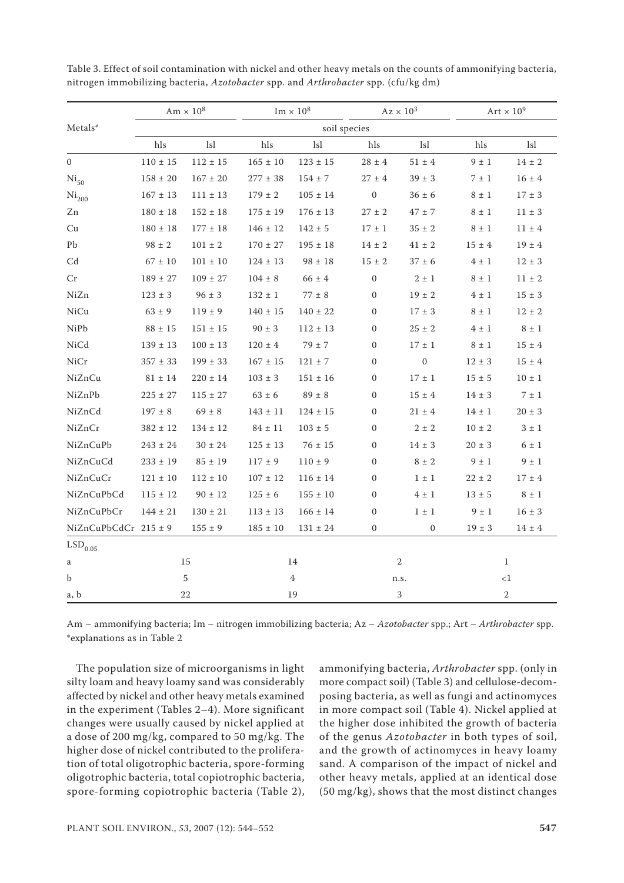Table 3. Effect of soil contamination with nickel and other heavy metals on the counts of ammonifying bacteria, nitrogen immobilizing bacteria, *Azotobacter* spp. and *Arthrobacter* spp. (cfu/kg dm)

| Metals* | Am × $10^8$ | | Im × $10^8$ | | Az × $10^3$ | | Art × $10^9$ | |
|---|---|---|---|---|---|---|---|---|
| | soil species | | | | | | | |
| | hls | lsl | hls | lsl | hls | lsl | hls | lsl |
| 0 | 110 ± 15 | 112 ± 15 | 165 ± 10 | 123 ± 15 | 28 ± 4 | 51 ± 4 | 9 ± 1 | 14 ± 2 |
| $Ni_{50}$ | 158 ± 20 | 167 ± 20 | 277 ± 38 | 154 ± 7 | 27 ± 4 | 39 ± 3 | 7 ± 1 | 16 ± 4 |
| $Ni_{200}$ | 167 ± 13 | 111 ± 13 | 179 ± 2 | 105 ± 14 | 0 | 36 ± 6 | 8 ± 1 | 17 ± 3 |
| Zn | 180 ± 18 | 152 ± 18 | 175 ± 19 | 176 ± 13 | 27 ± 2 | 47 ± 7 | 8 ± 1 | 11 ± 3 |
| Cu | 180 ± 18 | 177 ± 18 | 146 ± 12 | 142 ± 5 | 17 ± 1 | 35 ± 2 | 8 ± 1 | 11 ± 4 |
| Pb | 98 ± 2 | 101 ± 2 | 170 ± 27 | 195 ± 18 | 14 ± 2 | 41 ± 2 | 15 ± 4 | 19 ± 4 |
| Cd | 67 ± 10 | 101 ± 10 | 124 ± 13 | 98 ± 18 | 15 ± 2 | 37 ± 6 | 4 ± 1 | 12 ± 3 |
| Cr | 189 ± 27 | 109 ± 27 | 104 ± 8 | 66 ± 4 | 0 | 2 ± 1 | 8 ± 1 | 11 ± 2 |
| NiZn | 123 ± 3 | 96 ± 3 | 132 ± 1 | 77 ± 8 | 0 | 19 ± 2 | 4 ± 1 | 15 ± 3 |
| NiCu | 63 ± 9 | 119 ± 9 | 140 ± 15 | 140 ± 22 | 0 | 17 ± 3 | 8 ± 1 | 12 ± 2 |
| NiPb | 88 ± 15 | 151 ± 15 | 90 ± 3 | 112 ± 13 | 0 | 25 ± 2 | 4 ± 1 | 8 ± 1 |
| NiCd | 139 ± 13 | 100 ± 13 | 120 ± 4 | 79 ± 7 | 0 | 17 ± 1 | 8 ± 1 | 15 ± 4 |
| NiCr | 357 ± 33 | 199 ± 33 | 167 ± 15 | 121 ± 7 | 0 | 0 | 12 ± 3 | 15 ± 4 |
| NiZnCu | 81 ± 14 | 220 ± 14 | 103 ± 3 | 151 ± 16 | 0 | 17 ± 1 | 15 ± 5 | 10 ± 1 |
| NiZnPb | 225 ± 27 | 115 ± 27 | 63 ± 6 | 89 ± 8 | 0 | 15 ± 4 | 14 ± 3 | 7 ± 1 |
| NiZnCd | 197 ± 8 | 69 ± 8 | 143 ± 11 | 124 ± 15 | 0 | 21 ± 4 | 14 ± 1 | 20 ± 3 |
| NiZnCr | 382 ± 12 | 134 ± 12 | 84 ± 11 | 103 ± 5 | 0 | 2 ± 2 | 10 ± 2 | 3 ± 1 |
| NiZnCuPb | 243 ± 24 | 30 ± 24 | 125 ± 13 | 76 ± 15 | 0 | 14 ± 3 | 20 ± 3 | 6 ± 1 |
| NiZnCuCd | 233 ± 19 | 85 ± 19 | 117 ± 9 | 110 ± 9 | 0 | 8 ± 2 | 9 ± 1 | 9 ± 1 |
| NiZnCuCr | 121 ± 10 | 112 ± 10 | 107 ± 12 | 116 ± 14 | 0 | 1 ± 1 | 22 ± 2 | 17 ± 4 |
| NiZnCuPbCd | 115 ± 12 | 90 ± 12 | 125 ± 6 | 155 ± 10 | 0 | 4 ± 1 | 13 ± 5 | 8 ± 1 |
| NiZnCuPbCr | 144 ± 21 | 130 ± 21 | 113 ± 13 | 166 ± 14 | 0 | 1 ± 1 | 9 ± 1 | 16 ± 3 |
| NiZnCuPbCdCr | 215 ± 9 | 155 ± 9 | 185 ± 10 | 131 ± 24 | 0 | 0 | 19 ± 3 | 14 ± 4 |
| $LSD_{0.05}$ | | | | | | | | |
| a | 15 | | 14 | | 2 | | 1 | |
| b | 5 | | 4 | | n.s. | | <1 | |
| a, b | 22 | | 19 | | 3 | | 2 | |

Am – ammonifying bacteria; Im – nitrogen immobilizing bacteria; Az – *Azotobacter* spp.; Art – *Arthrobacter* spp.
*explanations as in Table 2

The population size of microorganisms in light silty loam and heavy loamy sand was considerably affected by nickel and other heavy metals examined in the experiment (Tables 2–4). More significant changes were usually caused by nickel applied at a dose of 200 mg/kg, compared to 50 mg/kg. The higher dose of nickel contributed to the proliferation of total oligotrophic bacteria, spore-forming oligotrophic bacteria, total copiotrophic bacteria, spore-forming copiotrophic bacteria (Table 2), ammonifying bacteria, *Arthrobacter* spp. (only in more compact soil) (Table 3) and cellulose-decomposing bacteria, as well as fungi and actinomyces in more compact soil (Table 4). Nickel applied at the higher dose inhibited the growth of bacteria of the genus *Azotobacter* in both types of soil, and the growth of actinomyces in heavy loamy sand. A comparison of the impact of nickel and other heavy metals, applied at an identical dose (50 mg/kg), shows that the most distinct changes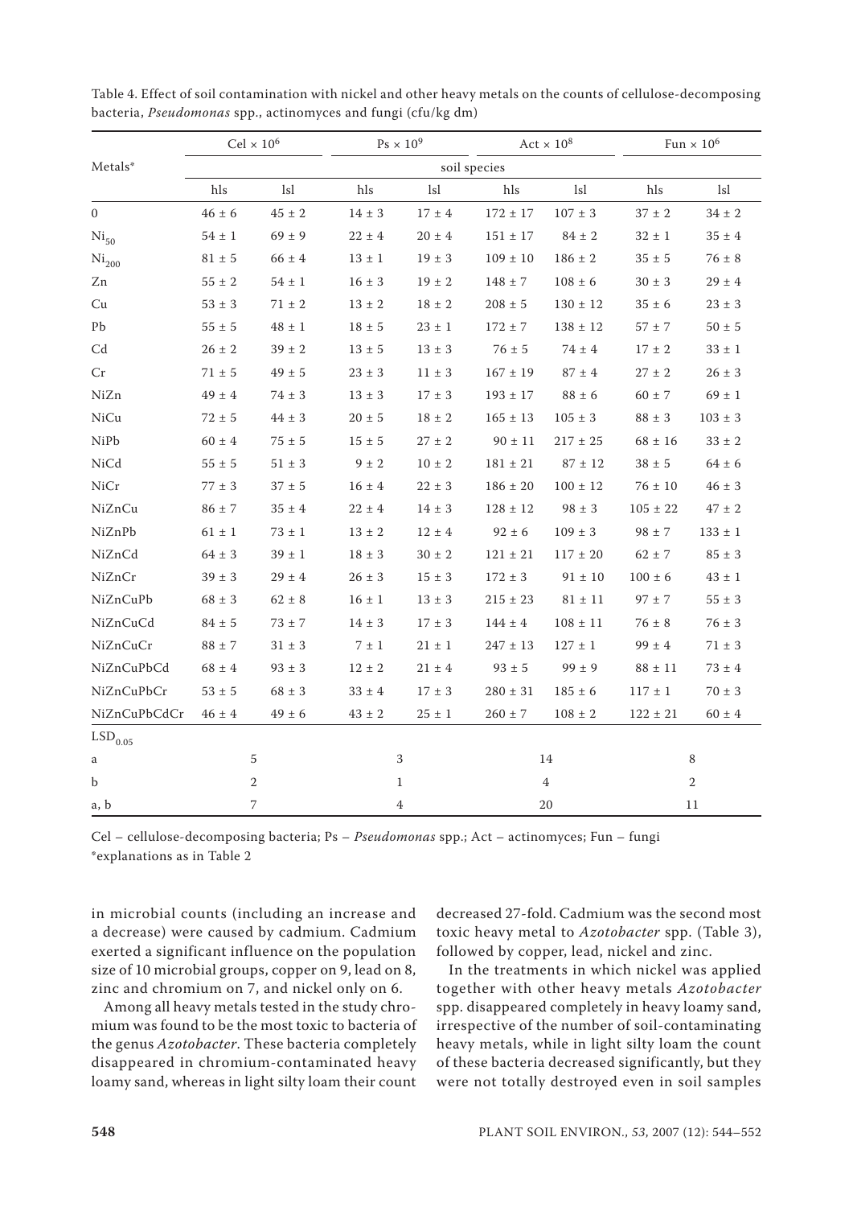Table 4. Effect of soil contamination with nickel and other heavy metals on the counts of cellulose-decomposing bacteria, *Pseudomonas* spp., actinomyces and fungi (cfu/kg dm)

| Metals* | Cel × $10^6$ | | Ps × $10^9$ | | Act × $10^8$ | | Fun × $10^6$ | |
|---|---|---|---|---|---|---|---|---|
| | soil species | | | | | | | |
| | hls | lsl | hls | lsl | hls | lsl | hls | lsl |
| 0 | 46 ± 6 | 45 ± 2 | 14 ± 3 | 17 ± 4 | 172 ± 17 | 107 ± 3 | 37 ± 2 | 34 ± 2 |
| $Ni_{50}$ | 54 ± 1 | 69 ± 9 | 22 ± 4 | 20 ± 4 | 151 ± 17 | 84 ± 2 | 32 ± 1 | 35 ± 4 |
| $Ni_{200}$ | 81 ± 5 | 66 ± 4 | 13 ± 1 | 19 ± 3 | 109 ± 10 | 186 ± 2 | 35 ± 5 | 76 ± 8 |
| Zn | 55 ± 2 | 54 ± 1 | 16 ± 3 | 19 ± 2 | 148 ± 7 | 108 ± 6 | 30 ± 3 | 29 ± 4 |
| Cu | 53 ± 3 | 71 ± 2 | 13 ± 2 | 18 ± 2 | 208 ± 5 | 130 ± 12 | 35 ± 6 | 23 ± 3 |
| Pb | 55 ± 5 | 48 ± 1 | 18 ± 5 | 23 ± 1 | 172 ± 7 | 138 ± 12 | 57 ± 7 | 50 ± 5 |
| Cd | 26 ± 2 | 39 ± 2 | 13 ± 5 | 13 ± 3 | 76 ± 5 | 74 ± 4 | 17 ± 2 | 33 ± 1 |
| Cr | 71 ± 5 | 49 ± 5 | 23 ± 3 | 11 ± 3 | 167 ± 19 | 87 ± 4 | 27 ± 2 | 26 ± 3 |
| NiZn | 49 ± 4 | 74 ± 3 | 13 ± 3 | 17 ± 3 | 193 ± 17 | 88 ± 6 | 60 ± 7 | 69 ± 1 |
| NiCu | 72 ± 5 | 44 ± 3 | 20 ± 5 | 18 ± 2 | 165 ± 13 | 105 ± 3 | 88 ± 3 | 103 ± 3 |
| NiPb | 60 ± 4 | 75 ± 5 | 15 ± 5 | 27 ± 2 | 90 ± 11 | 217 ± 25 | 68 ± 16 | 33 ± 2 |
| NiCd | 55 ± 5 | 51 ± 3 | 9 ± 2 | 10 ± 2 | 181 ± 21 | 87 ± 12 | 38 ± 5 | 64 ± 6 |
| NiCr | 77 ± 3 | 37 ± 5 | 16 ± 4 | 22 ± 3 | 186 ± 20 | 100 ± 12 | 76 ± 10 | 46 ± 3 |
| NiZnCu | 86 ± 7 | 35 ± 4 | 22 ± 4 | 14 ± 3 | 128 ± 12 | 98 ± 3 | 105 ± 22 | 47 ± 2 |
| NiZnPb | 61 ± 1 | 73 ± 1 | 13 ± 2 | 12 ± 4 | 92 ± 6 | 109 ± 3 | 98 ± 7 | 133 ± 1 |
| NiZnCd | 64 ± 3 | 39 ± 1 | 18 ± 3 | 30 ± 2 | 121 ± 21 | 117 ± 20 | 62 ± 7 | 85 ± 3 |
| NiZnCr | 39 ± 3 | 29 ± 4 | 26 ± 3 | 15 ± 3 | 172 ± 3 | 91 ± 10 | 100 ± 6 | 43 ± 1 |
| NiZnCuPb | 68 ± 3 | 62 ± 8 | 16 ± 1 | 13 ± 3 | 215 ± 23 | 81 ± 11 | 97 ± 7 | 55 ± 3 |
| NiZnCuCd | 84 ± 5 | 73 ± 7 | 14 ± 3 | 17 ± 3 | 144 ± 4 | 108 ± 11 | 76 ± 8 | 76 ± 3 |
| NiZnCuCr | 88 ± 7 | 31 ± 3 | 7 ± 1 | 21 ± 1 | 247 ± 13 | 127 ± 1 | 99 ± 4 | 71 ± 3 |
| NiZnCuPbCd | 68 ± 4 | 93 ± 3 | 12 ± 2 | 21 ± 4 | 93 ± 5 | 99 ± 9 | 88 ± 11 | 73 ± 4 |
| NiZnCuPbCr | 53 ± 5 | 68 ± 3 | 33 ± 4 | 17 ± 3 | 280 ± 31 | 185 ± 6 | 117 ± 1 | 70 ± 3 |
| NiZnCuPbCdCr | 46 ± 4 | 49 ± 6 | 43 ± 2 | 25 ± 1 | 260 ± 7 | 108 ± 2 | 122 ± 21 | 60 ± 4 |
| $LSD_{0.05}$ | | | | | | | | |
| a | 5 | | 3 | | 14 | | 8 | |
| b | 2 | | 1 | | 4 | | 2 | |
| a, b | 7 | | 4 | | 20 | | 11 | |

Cel – cellulose-decomposing bacteria; Ps – *Pseudomonas* spp.; Act – actinomyces; Fun – fungi
*explanations as in Table 2

in microbial counts (including an increase and a decrease) were caused by cadmium. Cadmium exerted a significant influence on the population size of 10 microbial groups, copper on 9, lead on 8, zinc and chromium on 7, and nickel only on 6.

Among all heavy metals tested in the study chromium was found to be the most toxic to bacteria of the genus *Azotobacter*. These bacteria completely disappeared in chromium-contaminated heavy loamy sand, whereas in light silty loam their count decreased 27-fold. Cadmium was the second most toxic heavy metal to *Azotobacter* spp. (Table 3), followed by copper, lead, nickel and zinc.

In the treatments in which nickel was applied together with other heavy metals *Azotobacter* spp. disappeared completely in heavy loamy sand, irrespective of the number of soil-contaminating heavy metals, while in light silty loam the count of these bacteria decreased significantly, but they were not totally destroyed even in soil samples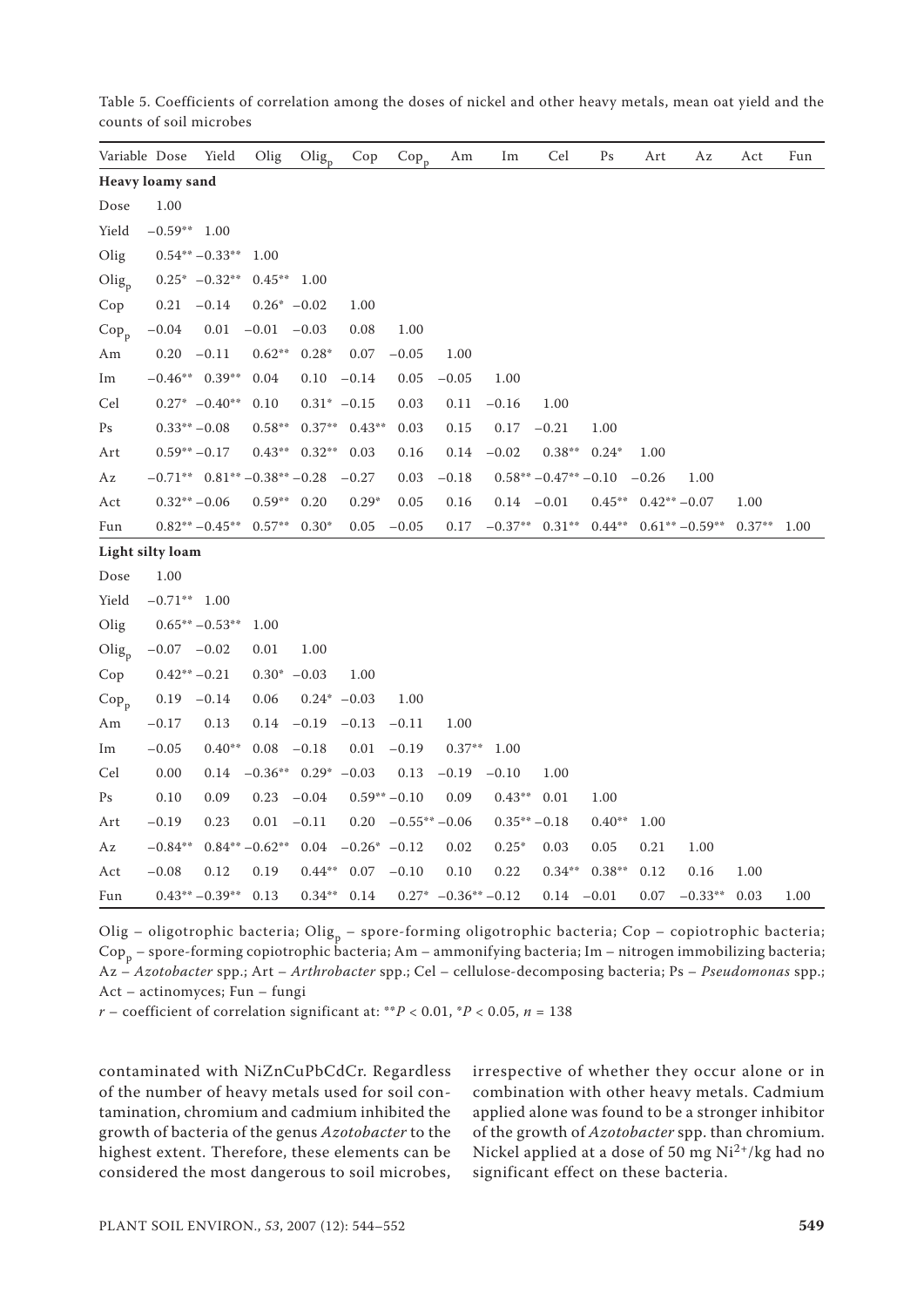Table 5. Coefficients of correlation among the doses of nickel and other heavy metals, mean oat yield and the counts of soil microbes

| Variable | Dose | Yield | Olig | $Olig_p$ | Cop | $Cop_p$ | Am | Im | Cel | Ps | Art | Az | Act | Fun |
|---|---|---|---|---|---|---|---|---|---|---|---|---|---|---|
| **Heavy loamy sand** | | | | | | | | | | | | | | |
| Dose | 1.00 | | | | | | | | | | | | | |
| Yield | −0.59** | 1.00 | | | | | | | | | | | | |
| Olig | 0.54** | −0.33** | 1.00 | | | | | | | | | | | |
| $Olig_p$ | 0.25* | −0.32** | 0.45** | 1.00 | | | | | | | | | | |
| Cop | 0.21 | −0.14 | 0.26* | −0.02 | 1.00 | | | | | | | | | |
| $Cop_p$ | −0.04 | 0.01 | −0.01 | −0.03 | 0.08 | 1.00 | | | | | | | | |
| Am | 0.20 | −0.11 | 0.62** | 0.28* | 0.07 | −0.05 | 1.00 | | | | | | | |
| Im | −0.46** | 0.39** | 0.04 | 0.10 | −0.14 | 0.05 | −0.05 | 1.00 | | | | | | |
| Cel | 0.27* | −0.40** | 0.10 | 0.31* | −0.15 | 0.03 | 0.11 | −0.16 | 1.00 | | | | | |
| Ps | 0.33** | −0.08 | 0.58** | 0.37** | 0.43** | 0.03 | 0.15 | 0.17 | −0.21 | 1.00 | | | | |
| Art | 0.59** | −0.17 | 0.43** | 0.32** | 0.03 | 0.16 | 0.14 | −0.02 | 0.38** | 0.24* | 1.00 | | | |
| Az | −0.71** | 0.81** | −0.38** | −0.28 | −0.27 | 0.03 | −0.18 | 0.58** | −0.47** | −0.10 | −0.26 | 1.00 | | |
| Act | 0.32** | −0.06 | 0.59** | 0.20 | 0.29* | 0.05 | 0.16 | 0.14 | −0.01 | 0.45** | 0.42** | −0.07 | 1.00 | |
| Fun | 0.82** | −0.45** | 0.57** | 0.30* | 0.05 | −0.05 | 0.17 | −0.37** | 0.31** | 0.44** | 0.61** | −0.59** | 0.37** | 1.00 |
| **Light silty loam** | | | | | | | | | | | | | | |
| Dose | 1.00 | | | | | | | | | | | | | |
| Yield | −0.71** | 1.00 | | | | | | | | | | | | |
| Olig | 0.65** | −0.53** | 1.00 | | | | | | | | | | | |
| $Olig_p$ | −0.07 | −0.02 | 0.01 | 1.00 | | | | | | | | | | |
| Cop | 0.42** | −0.21 | 0.30* | −0.03 | 1.00 | | | | | | | | | |
| $Cop_p$ | 0.19 | −0.14 | 0.06 | 0.24* | −0.03 | 1.00 | | | | | | | | |
| Am | −0.17 | 0.13 | 0.14 | −0.19 | −0.13 | −0.11 | 1.00 | | | | | | | |
| Im | −0.05 | 0.40** | 0.08 | −0.18 | 0.01 | −0.19 | 0.37** | 1.00 | | | | | | |
| Cel | 0.00 | 0.14 | −0.36** | 0.29* | −0.03 | 0.13 | −0.19 | −0.10 | 1.00 | | | | | |
| Ps | 0.10 | 0.09 | 0.23 | −0.04 | 0.59** | −0.10 | 0.09 | 0.43** | 0.01 | 1.00 | | | | |
| Art | −0.19 | 0.23 | 0.01 | −0.11 | 0.20 | −0.55** | −0.06 | 0.35** | −0.18 | 0.40** | 1.00 | | | |
| Az | −0.84** | 0.84** | −0.62** | 0.04 | −0.26* | −0.12 | 0.02 | 0.25* | 0.03 | 0.05 | 0.21 | 1.00 | | |
| Act | −0.08 | 0.12 | 0.19 | 0.44** | 0.07 | −0.10 | 0.10 | 0.22 | 0.34** | 0.38** | 0.12 | 0.16 | 1.00 | |
| Fun | 0.43** | −0.39** | 0.13 | 0.34** | 0.14 | 0.27* | −0.36** | −0.12 | 0.14 | −0.01 | 0.07 | −0.33** | 0.03 | 1.00 |

Olig – oligotrophic bacteria; $Olig_p$ – spore-forming oligotrophic bacteria; Cop – copiotrophic bacteria; $Cop_p$ – spore-forming copiotrophic bacteria; Am – ammonifying bacteria; Im – nitrogen immobilizing bacteria; Az – *Azotobacter* spp.; Art – *Arthrobacter* spp.; Cel – cellulose-decomposing bacteria; Ps – *Pseudomonas* spp.; Act – actinomyces; Fun – fungi

$r$ – coefficient of correlation significant at: $^{**}P < 0.01$, $^{*}P < 0.05$, $n = 138$

contaminated with NiZnCuPbCdCr. Regardless of the number of heavy metals used for soil contamination, chromium and cadmium inhibited the growth of bacteria of the genus *Azotobacter* to the highest extent. Therefore, these elements can be considered the most dangerous to soil microbes, irrespective of whether they occur alone or in combination with other heavy metals. Cadmium applied alone was found to be a stronger inhibitor of the growth of *Azotobacter* spp. than chromium. Nickel applied at a dose of 50 mg $Ni^{2+}$/kg had no significant effect on these bacteria.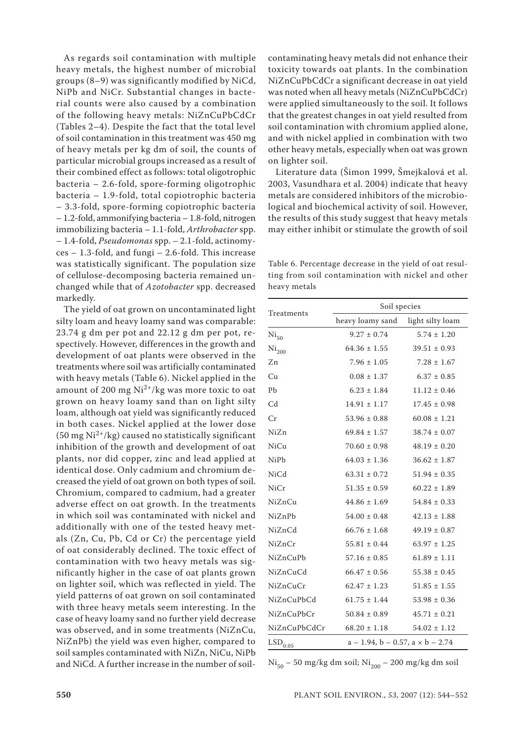As regards soil contamination with multiple heavy metals, the highest number of microbial groups (8–9) was significantly modified by NiCd, NiPb and NiCr. Substantial changes in bacterial counts were also caused by a combination of the following heavy metals: NiZnCuPbCdCr (Tables 2–4). Despite the fact that the total level of soil contamination in this treatment was 450 mg of heavy metals per kg dm of soil, the counts of particular microbial groups increased as a result of their combined effect as follows: total oligotrophic bacteria – 2.6-fold, spore-forming oligotrophic bacteria – 1.9-fold, total copiotrophic bacteria – 3.3-fold, spore-forming copiotrophic bacteria – 1.2-fold, ammonifying bacteria – 1.8-fold, nitrogen immobilizing bacteria – 1.1-fold, *Arthrobacter* spp. – 1.4-fold, *Pseudomonas* spp. – 2.1-fold, actinomyces – 1.3-fold, and fungi – 2.6-fold. This increase was statistically significant. The population size of cellulose-decomposing bacteria remained unchanged while that of *Azotobacter* spp. decreased markedly.

The yield of oat grown on uncontaminated light silty loam and heavy loamy sand was comparable: 23.74 g dm per pot and 22.12 g dm per pot, respectively. However, differences in the growth and development of oat plants were observed in the treatments where soil was artificially contaminated with heavy metals (Table 6). Nickel applied in the amount of 200 mg $Ni^{2+}$/kg was more toxic to oat grown on heavy loamy sand than on light silty loam, although oat yield was significantly reduced in both cases. Nickel applied at the lower dose (50 mg $Ni^{2+}$/kg) caused no statistically significant inhibition of the growth and development of oat plants, nor did copper, zinc and lead applied at identical dose. Only cadmium and chromium decreased the yield of oat grown on both types of soil. Chromium, compared to cadmium, had a greater adverse effect on oat growth. In the treatments in which soil was contaminated with nickel and additionally with one of the tested heavy metals (Zn, Cu, Pb, Cd or Cr) the percentage yield of oat considerably declined. The toxic effect of contamination with two heavy metals was significantly higher in the case of oat plants grown on lighter soil, which was reflected in yield. The yield patterns of oat grown on soil contaminated with three heavy metals seem interesting. In the case of heavy loamy sand no further yield decrease was observed, and in some treatments (NiZnCu, NiZnPb) the yield was even higher, compared to soil samples contaminated with NiZn, NiCu, NiPb and NiCd. A further increase in the number of soil-contaminating heavy metals did not enhance their toxicity towards oat plants. In the combination NiZnCuPbCdCr a significant decrease in oat yield was noted when all heavy metals (NiZnCuPbCdCr) were applied simultaneously to the soil. It follows that the greatest changes in oat yield resulted from soil contamination with chromium applied alone, and with nickel applied in combination with two other heavy metals, especially when oat was grown on lighter soil.

Literature data (Šimon 1999, Šmejkalová et al. 2003, Vasundhara et al. 2004) indicate that heavy metals are considered inhibitors of the microbiological and biochemical activity of soil. However, the results of this study suggest that heavy metals may either inhibit or stimulate the growth of soil

Table 6. Percentage decrease in the yield of oat resulting from soil contamination with nickel and other heavy metals

| Treatments | Soil species | |
|---|---|---|
| | heavy loamy sand | light silty loam |
| $Ni_{50}$ | 9.27 ± 0.74 | 5.74 ± 1.20 |
| $Ni_{200}$ | 64.36 ± 1.55 | 39.51 ± 0.93 |
| Zn | 7.96 ± 1.05 | 7.28 ± 1.67 |
| Cu | 0.08 ± 1.37 | 6.37 ± 0.85 |
| Pb | 6.23 ± 1.84 | 11.12 ± 0.46 |
| Cd | 14.91 ± 1.17 | 17.45 ± 0.98 |
| Cr | 53.96 ± 0.88 | 60.08 ± 1.21 |
| NiZn | 69.84 ± 1.57 | 38.74 ± 0.07 |
| NiCu | 70.60 ± 0.98 | 48.19 ± 0.20 |
| NiPb | 64.03 ± 1.36 | 36.62 ± 1.87 |
| NiCd | 63.31 ± 0.72 | 51.94 ± 0.35 |
| NiCr | 51.35 ± 0.59 | 60.22 ± 1.89 |
| NiZnCu | 44.86 ± 1.69 | 54.84 ± 0.33 |
| NiZnPb | 54.00 ± 0.48 | 42.13 ± 1.88 |
| NiZnCd | 66.76 ± 1.68 | 49.19 ± 0.87 |
| NiZnCr | 55.81 ± 0.44 | 63.97 ± 1.25 |
| NiZnCuPb | 57.16 ± 0.85 | 61.89 ± 1.11 |
| NiZnCuCd | 66.47 ± 0.56 | 55.38 ± 0.45 |
| NiZnCuCr | 62.47 ± 1.23 | 51.85 ± 1.55 |
| NiZnCuPbCd | 61.75 ± 1.44 | 53.98 ± 0.36 |
| NiZnCuPbCr | 50.84 ± 0.89 | 45.71 ± 0.21 |
| NiZnCuPbCdCr | 68.20 ± 1.18 | 54.02 ± 1.12 |
| $LSD_{0.05}$ | a – 1.94, b – 0.57, a × b – 2.74 | |

$Ni_{50}$ – 50 mg/kg dm soil; $Ni_{200}$ – 200 mg/kg dm soil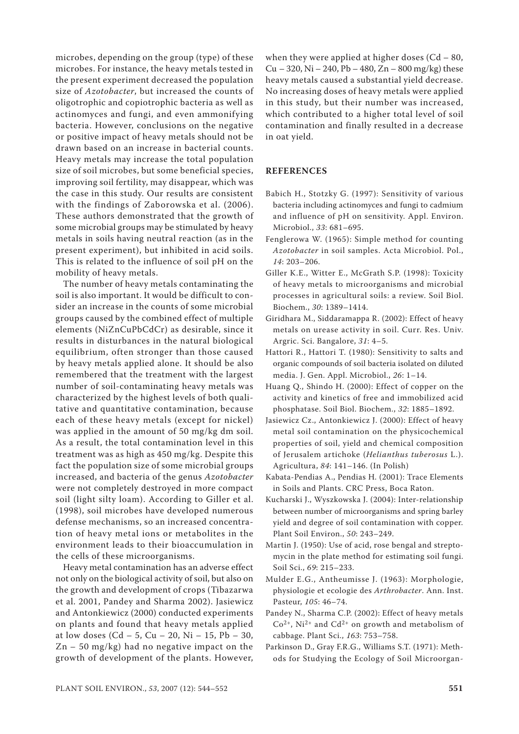microbes, depending on the group (type) of these microbes. For instance, the heavy metals tested in the present experiment decreased the population size of *Azotobacter*, but increased the counts of oligotrophic and copiotrophic bacteria as well as actinomyces and fungi, and even ammonifying bacteria. However, conclusions on the negative or positive impact of heavy metals should not be drawn based on an increase in bacterial counts. Heavy metals may increase the total population size of soil microbes, but some beneficial species, improving soil fertility, may disappear, which was the case in this study. Our results are consistent with the findings of Zaborowska et al. (2006). These authors demonstrated that the growth of some microbial groups may be stimulated by heavy metals in soils having neutral reaction (as in the present experiment), but inhibited in acid soils. This is related to the influence of soil pH on the mobility of heavy metals.

The number of heavy metals contaminating the soil is also important. It would be difficult to consider an increase in the counts of some microbial groups caused by the combined effect of multiple elements (NiZnCuPbCdCr) as desirable, since it results in disturbances in the natural biological equilibrium, often stronger than those caused by heavy metals applied alone. It should be also remembered that the treatment with the largest number of soil-contaminating heavy metals was characterized by the highest levels of both qualitative and quantitative contamination, because each of these heavy metals (except for nickel) was applied in the amount of 50 mg/kg dm soil. As a result, the total contamination level in this treatment was as high as 450 mg/kg. Despite this fact the population size of some microbial groups increased, and bacteria of the genus *Azotobacter* were not completely destroyed in more compact soil (light silty loam). According to Giller et al. (1998), soil microbes have developed numerous defense mechanisms, so an increased concentration of heavy metal ions or metabolites in the environment leads to their bioaccumulation in the cells of these microorganisms.

Heavy metal contamination has an adverse effect not only on the biological activity of soil, but also on the growth and development of crops (Tibazarwa et al. 2001, Pandey and Sharma 2002). Jasiewicz and Antonkiewicz (2000) conducted experiments on plants and found that heavy metals applied at low doses (Cd – 5, Cu – 20, Ni – 15, Pb – 30, Zn – 50 mg/kg) had no negative impact on the growth of development of the plants. However, when they were applied at higher doses (Cd – 80, Cu – 320, Ni – 240, Pb – 480, Zn – 800 mg/kg) these heavy metals caused a substantial yield decrease. No increasing doses of heavy metals were applied in this study, but their number was increased, which contributed to a higher total level of soil contamination and finally resulted in a decrease in oat yield.

## REFERENCES

Babich H., Stotzky G. (1997): Sensitivity of various bacteria including actinomyces and fungi to cadmium and influence of pH on sensitivity. Appl. Environ. Microbiol., *33*: 681–695.

Fenglerowa W. (1965): Simple method for counting *Azotobacter* in soil samples. Acta Microbiol. Pol., *14*: 203–206.

Giller K.E., Witter E., McGrath S.P. (1998): Toxicity of heavy metals to microorganisms and microbial processes in agricultural soils: a review. Soil Biol. Biochem., *30*: 1389–1414.

Giridhara M., Siddaramappa R. (2002): Effect of heavy metals on urease activity in soil. Curr. Res. Univ. Argric. Sci. Bangalore, *31*: 4–5.

Hattori R., Hattori T. (1980): Sensitivity to salts and organic compounds of soil bacteria isolated on diluted media. J. Gen. Appl. Microbiol., *26*: 1–14.

Huang Q., Shindo H. (2000): Effect of copper on the activity and kinetics of free and immobilized acid phosphatase. Soil Biol. Biochem., *32*: 1885–1892.

Jasiewicz Cz., Antonkiewicz J. (2000): Effect of heavy metal soil contamination on the physicochemical properties of soil, yield and chemical composition of Jerusalem artichoke (*Helianthus tuberosus* L.). Agricultura, *84*: 141–146. (In Polish)

Kabata-Pendias A., Pendias H. (2001): Trace Elements in Soils and Plants. CRC Press, Boca Raton.

Kucharski J., Wyszkowska J. (2004): Inter-relationship between number of microorganisms and spring barley yield and degree of soil contamination with copper. Plant Soil Environ., *50*: 243–249.

Martin J. (1950): Use of acid, rose bengal and streptomycin in the plate method for estimating soil fungi. Soil Sci., *69*: 215–233.

Mulder E.G., Antheumisse J. (1963): Morphologie, physiologie et ecologie des *Arthrobacter*. Ann. Inst. Pasteur, *105*: 46–74.

Pandey N., Sharma C.P. (2002): Effect of heavy metals $Co^{2+}$, $Ni^{2+}$ and $Cd^{2+}$ on growth and metabolism of cabbage. Plant Sci., *163*: 753–758.

Parkinson D., Gray F.R.G., Williams S.T. (1971): Methods for Studying the Ecology of Soil Microorgan-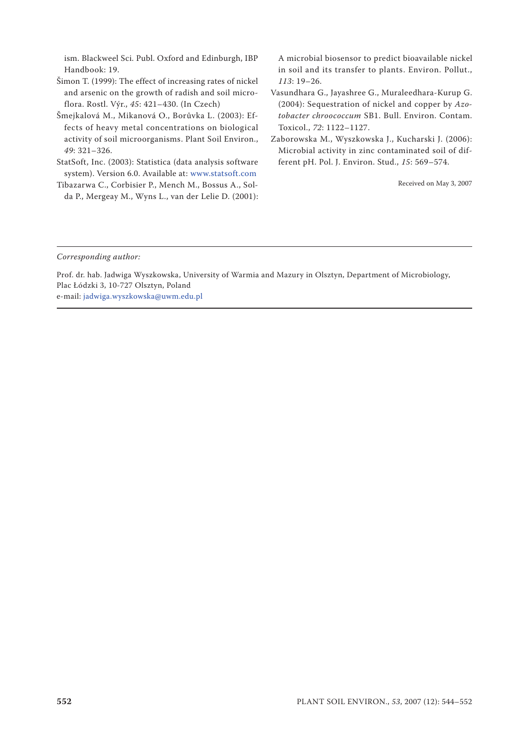ism. Blackweel Sci. Publ. Oxford and Edinburgh, IBP Handbook: 19.

Šimon T. (1999): The effect of increasing rates of nickel and arsenic on the growth of radish and soil microflora. Rostl. Výr., *45*: 421–430. (In Czech)

Šmejkalová M., Mikanová O., Borůvka L. (2003): Effects of heavy metal concentrations on biological activity of soil microorganisms. Plant Soil Environ., *49*: 321–326.

StatSoft, Inc. (2003): Statistica (data analysis software system). Version 6.0. Available at: www.statsoft.com

Tibazarwa C., Corbisier P., Mench M., Bossus A., Solda P., Mergeay M., Wyns L., van der Lelie D. (2001): A microbial biosensor to predict bioavailable nickel in soil and its transfer to plants. Environ. Pollut., *113*: 19–26.

Vasundhara G., Jayashree G., Muraleedhara-Kurup G. (2004): Sequestration of nickel and copper by *Azotobacter chroococcum* SB1. Bull. Environ. Contam. Toxicol., *72*: 1122–1127.

Zaborowska M., Wyszkowska J., Kucharski J. (2006): Microbial activity in zinc contaminated soil of different pH. Pol. J. Environ. Stud., *15*: 569–574.

Received on May 3, 2007

*Corresponding author:*

Prof. dr. hab. Jadwiga Wyszkowska, University of Warmia and Mazury in Olsztyn, Department of Microbiology, Plac Łódzki 3, 10-727 Olsztyn, Poland
e-mail: jadwiga.wyszkowska@uwm.edu.pl